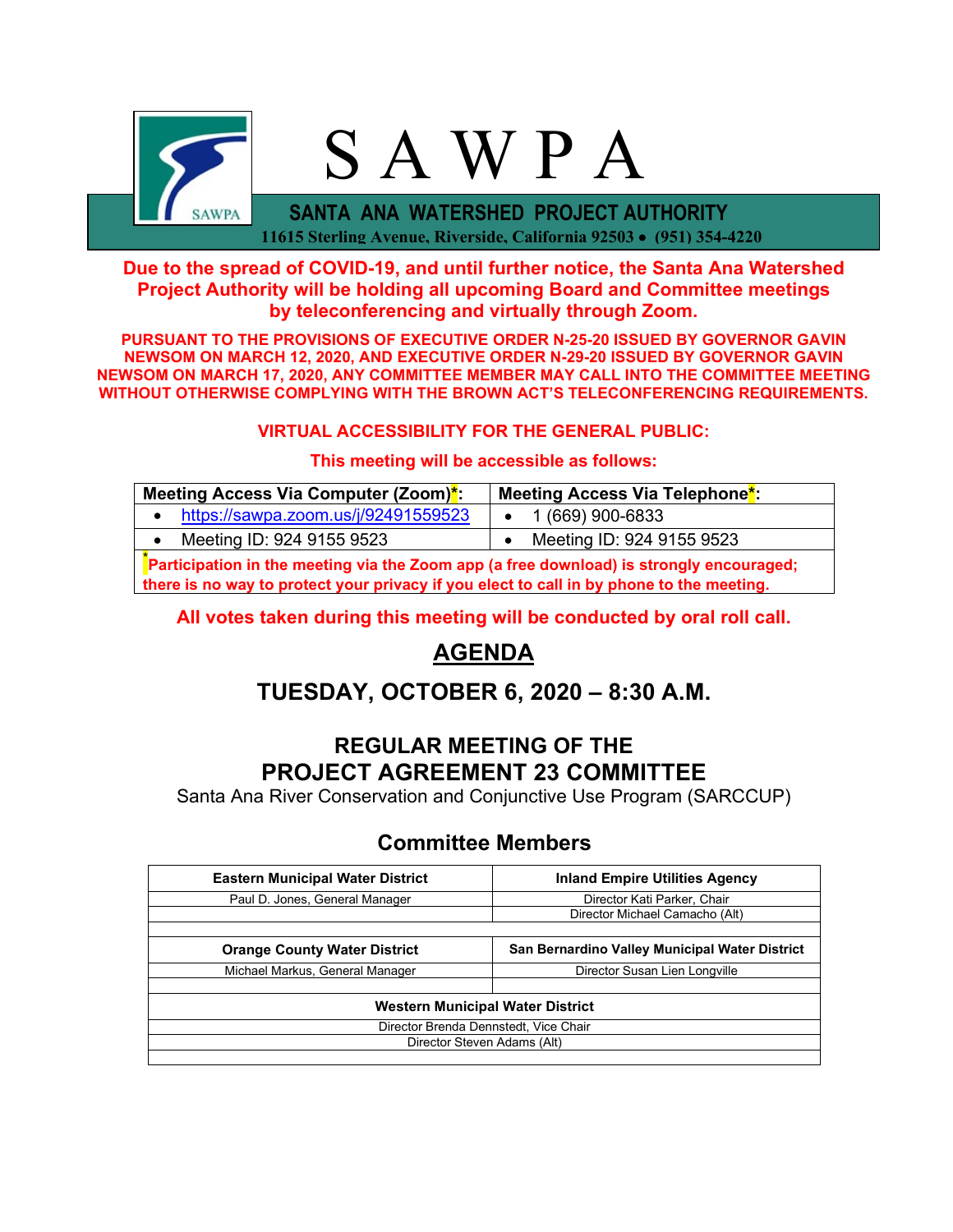# S A W P A

## SANTA ANA WATERSHED PROJECT AUTHORITY

**11615 Sterling Avenue, Riverside, California 92503 • (951) 354-4220**

**Due to the spread of COVID-19, and until further notice, the Santa Ana Watershed Project Authority will be holding all upcoming Board and Committee meetings by teleconferencing and virtually through Zoom.**

**PURSUANT TO THE PROVISIONS OF EXECUTIVE ORDER N-25-20 ISSUED BY GOVERNOR GAVIN NEWSOM ON MARCH 12, 2020, AND EXECUTIVE ORDER N-29-20 ISSUED BY GOVERNOR GAVIN NEWSOM ON MARCH 17, 2020, ANY COMMITTEE MEMBER MAY CALL INTO THE COMMITTEE MEETING WITHOUT OTHERWISE COMPLYING WITH THE BROWN ACT'S TELECONFERENCING REQUIREMENTS.**

**VIRTUAL ACCESSIBILITY FOR THE GENERAL PUBLIC:**

**This meeting will be accessible as follows:**

| Meeting Access Via Computer (Zoom)*: | Meeting Access Via Telephone*: |
|---|---|
| • https://sawpa.zoom.us/j/92491559523 | • 1 (669) 900-6833 |
| • Meeting ID: 924 9155 9523 | • Meeting ID: 924 9155 9523 |
| *Participation in the meeting via the Zoom app (a free download) is strongly encouraged; there is no way to protect your privacy if you elect to call in by phone to the meeting. | |

**All votes taken during this meeting will be conducted by oral roll call.**

# AGENDA

## TUESDAY, OCTOBER 6, 2020 – 8:30 A.M.

## REGULAR MEETING OF THE PROJECT AGREEMENT 23 COMMITTEE

Santa Ana River Conservation and Conjunctive Use Program (SARCCUP)

## Committee Members

| Eastern Municipal Water District | Inland Empire Utilities Agency |
|---|---|
| Paul D. Jones, General Manager | Director Kati Parker, Chair |
| | Director Michael Camacho (Alt) |
| **Orange County Water District** | **San Bernardino Valley Municipal Water District** |
| Michael Markus, General Manager | Director Susan Lien Longville |
| **Western Municipal Water District** | |
| Director Brenda Dennstedt, Vice Chair | |
| Director Steven Adams (Alt) | |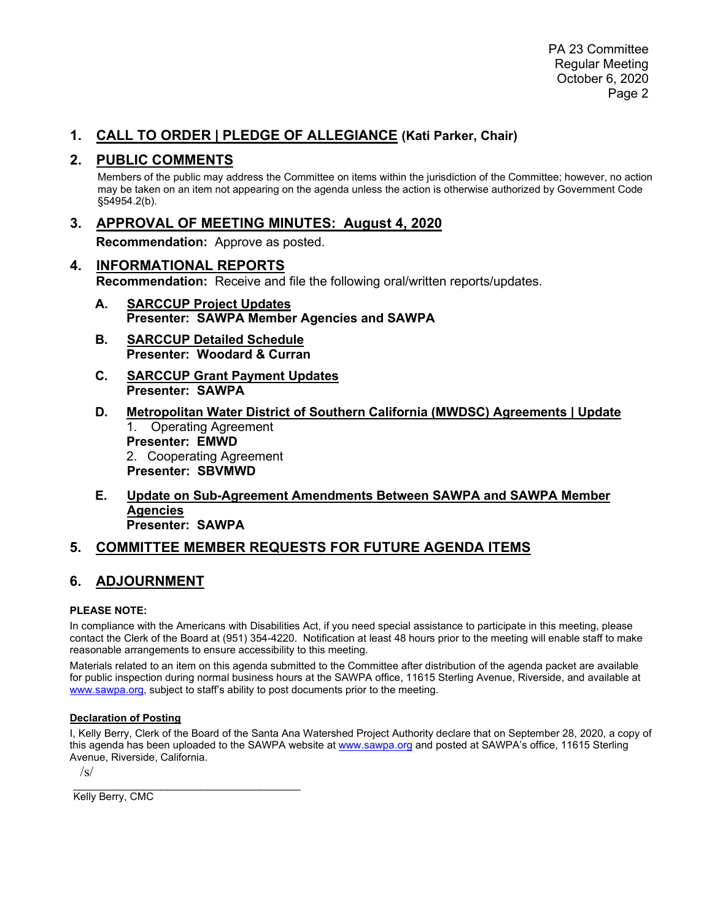## 1. CALL TO ORDER | PLEDGE OF ALLEGIANCE (Kati Parker, Chair)

## 2. PUBLIC COMMENTS

Members of the public may address the Committee on items within the jurisdiction of the Committee; however, no action may be taken on an item not appearing on the agenda unless the action is otherwise authorized by Government Code §54954.2(b).

## 3. APPROVAL OF MEETING MINUTES: August 4, 2020

**Recommendation:** Approve as posted.

## 4. INFORMATIONAL REPORTS

**Recommendation:** Receive and file the following oral/written reports/updates.

**A. SARCCUP Project Updates**
**Presenter: SAWPA Member Agencies and SAWPA**

**B. SARCCUP Detailed Schedule**
**Presenter: Woodard & Curran**

**C. SARCCUP Grant Payment Updates**
**Presenter: SAWPA**

**D. Metropolitan Water District of Southern California (MWDSC) Agreements | Update**

1. Operating Agreement
**Presenter: EMWD**
2. Cooperating Agreement
**Presenter: SBVMWD**

**E. Update on Sub-Agreement Amendments Between SAWPA and SAWPA Member Agencies**
**Presenter: SAWPA**

## 5. COMMITTEE MEMBER REQUESTS FOR FUTURE AGENDA ITEMS

## 6. ADJOURNMENT

**PLEASE NOTE:**

In compliance with the Americans with Disabilities Act, if you need special assistance to participate in this meeting, please contact the Clerk of the Board at (951) 354-4220. Notification at least 48 hours prior to the meeting will enable staff to make reasonable arrangements to ensure accessibility to this meeting.

Materials related to an item on this agenda submitted to the Committee after distribution of the agenda packet are available for public inspection during normal business hours at the SAWPA office, 11615 Sterling Avenue, Riverside, and available at www.sawpa.org, subject to staff's ability to post documents prior to the meeting.

**Declaration of Posting**

I, Kelly Berry, Clerk of the Board of the Santa Ana Watershed Project Authority declare that on September 28, 2020, a copy of this agenda has been uploaded to the SAWPA website at www.sawpa.org and posted at SAWPA's office, 11615 Sterling Avenue, Riverside, California.

/s/

_______________________________________

Kelly Berry, CMC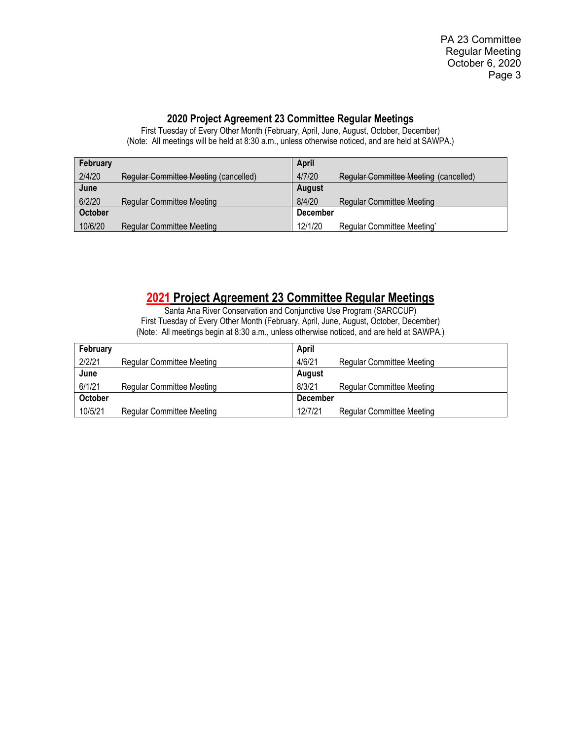## 2020 Project Agreement 23 Committee Regular Meetings

First Tuesday of Every Other Month (February, April, June, August, October, December)
(Note: All meetings will be held at 8:30 a.m., unless otherwise noticed, and are held at SAWPA.)

| February | | April | |
|---|---|---|---|
| 2/4/20 | ~~Regular Committee Meeting~~ (cancelled) | 4/7/20 | ~~Regular Committee Meeting~~ (cancelled) |
| **June** | | **August** | |
| 6/2/20 | Regular Committee Meeting | 8/4/20 | Regular Committee Meeting |
| **October** | | **December** | |
| 10/6/20 | Regular Committee Meeting | 12/1/20 | Regular Committee Meeting* |

## 2021 Project Agreement 23 Committee Regular Meetings

Santa Ana River Conservation and Conjunctive Use Program (SARCCUP)
First Tuesday of Every Other Month (February, April, June, August, October, December)
(Note: All meetings begin at 8:30 a.m., unless otherwise noticed, and are held at SAWPA.)

| February | | April | |
|---|---|---|---|
| 2/2/21 | Regular Committee Meeting | 4/6/21 | Regular Committee Meeting |
| **June** | | **August** | |
| 6/1/21 | Regular Committee Meeting | 8/3/21 | Regular Committee Meeting |
| **October** | | **December** | |
| 10/5/21 | Regular Committee Meeting | 12/7/21 | Regular Committee Meeting |